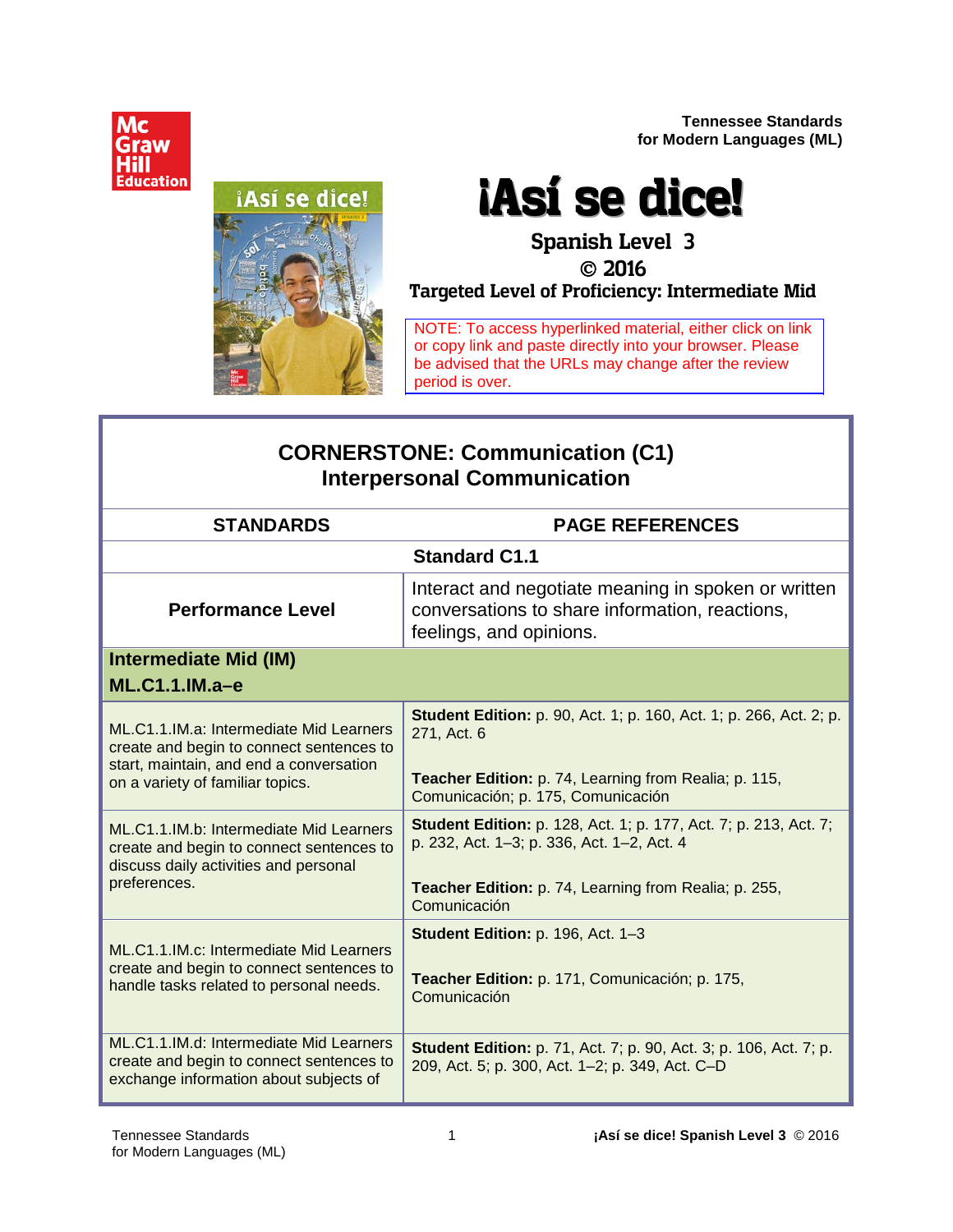**Tennessee Standards for Modern Languages (ML)**

# ¡Así se dice!

## Spanish Level 3

## © 2016

### Targeted Level of Proficiency: Intermediate Mid

NOTE: To access hyperlinked material, either click on link or copy link and paste directly into your browser. Please be advised that the URLs may change after the review period is over.

## CORNERSTONE: Communication (C1)
## Interpersonal Communication

| STANDARDS | PAGE REFERENCES |
|---|---|
| **Standard C1.1** | |
| **Performance Level** | Interact and negotiate meaning in spoken or written conversations to share information, reactions, feelings, and opinions. |
| **Intermediate Mid (IM)** **ML.C1.1.IM.a–e** | |
| ML.C1.1.IM.a: Intermediate Mid Learners create and begin to connect sentences to start, maintain, and end a conversation on a variety of familiar topics. | **Student Edition:** p. 90, Act. 1; p. 160, Act. 1; p. 266, Act. 2; p. 271, Act. 6<br><br>**Teacher Edition:** p. 74, Learning from Realia; p. 115, Comunicación; p. 175, Comunicación |
| ML.C1.1.IM.b: Intermediate Mid Learners create and begin to connect sentences to discuss daily activities and personal preferences. | **Student Edition:** p. 128, Act. 1; p. 177, Act. 7; p. 213, Act. 7; p. 232, Act. 1–3; p. 336, Act. 1–2, Act. 4<br><br>**Teacher Edition:** p. 74, Learning from Realia; p. 255, Comunicación |
| ML.C1.1.IM.c: Intermediate Mid Learners create and begin to connect sentences to handle tasks related to personal needs. | **Student Edition:** p. 196, Act. 1–3<br><br>**Teacher Edition:** p. 171, Comunicación; p. 175, Comunicación |
| ML.C1.1.IM.d: Intermediate Mid Learners create and begin to connect sentences to exchange information about subjects of | **Student Edition:** p. 71, Act. 7; p. 90, Act. 3; p. 106, Act. 7; p. 209, Act. 5; p. 300, Act. 1–2; p. 349, Act. C–D |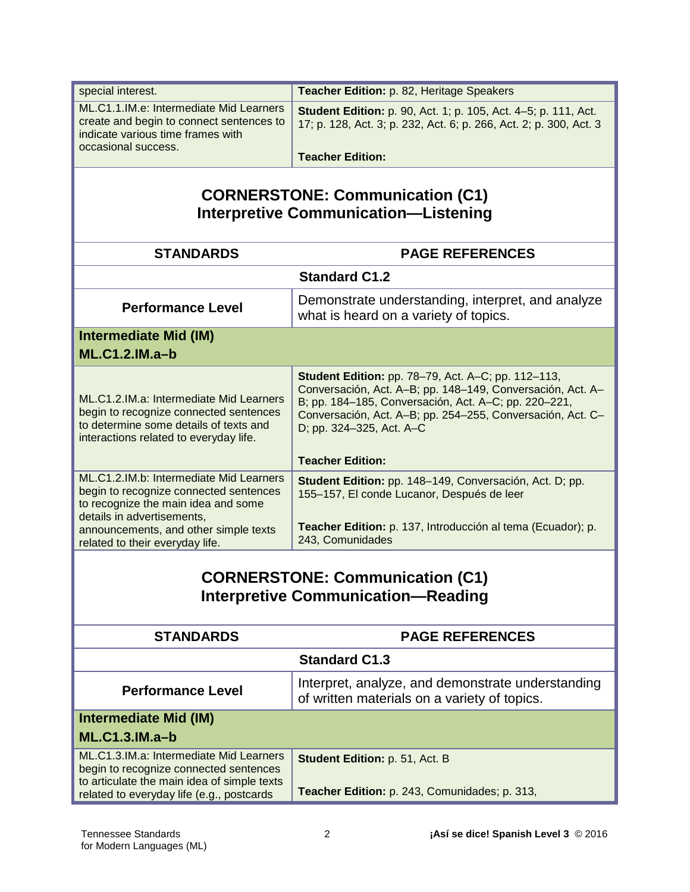| | |
|---|---|
| special interest. | **Teacher Edition:** p. 82, Heritage Speakers |
| ML.C1.1.IM.e: Intermediate Mid Learners create and begin to connect sentences to indicate various time frames with occasional success. | **Student Edition:** p. 90, Act. 1; p. 105, Act. 4–5; p. 111, Act. 17; p. 128, Act. 3; p. 232, Act. 6; p. 266, Act. 2; p. 300, Act. 3<br><br>**Teacher Edition:** |

## CORNERSTONE: Communication (C1)
## Interpretive Communication—Listening

| STANDARDS | PAGE REFERENCES |
|---|---|
| **Standard C1.2** | |
| **Performance Level** | Demonstrate understanding, interpret, and analyze what is heard on a variety of topics. |
| **Intermediate Mid (IM)**<br>**ML.C1.2.IM.a–b** | |
| ML.C1.2.IM.a: Intermediate Mid Learners begin to recognize connected sentences to determine some details of texts and interactions related to everyday life. | **Student Edition:** pp. 78–79, Act. A–C; pp. 112–113, Conversación, Act. A–B; pp. 148–149, Conversación, Act. A–B; pp. 184–185, Conversación, Act. A–C; pp. 220–221, Conversación, Act. A–B; pp. 254–255, Conversación, Act. C–D; pp. 324–325, Act. A–C<br><br>**Teacher Edition:** |
| ML.C1.2.IM.b: Intermediate Mid Learners begin to recognize connected sentences to recognize the main idea and some details in advertisements, announcements, and other simple texts related to their everyday life. | **Student Edition:** pp. 148–149, Conversación, Act. D; pp. 155–157, El conde Lucanor, Después de leer<br><br>**Teacher Edition:** p. 137, Introducción al tema (Ecuador); p. 243, Comunidades |

## CORNERSTONE: Communication (C1)
## Interpretive Communication—Reading

| STANDARDS | PAGE REFERENCES |
|---|---|
| **Standard C1.3** | |
| **Performance Level** | Interpret, analyze, and demonstrate understanding of written materials on a variety of topics. |
| **Intermediate Mid (IM)**<br>**ML.C1.3.IM.a–b** | |
| ML.C1.3.IM.a: Intermediate Mid Learners begin to recognize connected sentences to articulate the main idea of simple texts related to everyday life (e.g., postcards | **Student Edition:** p. 51, Act. B<br><br>**Teacher Edition:** p. 243, Comunidades; p. 313, |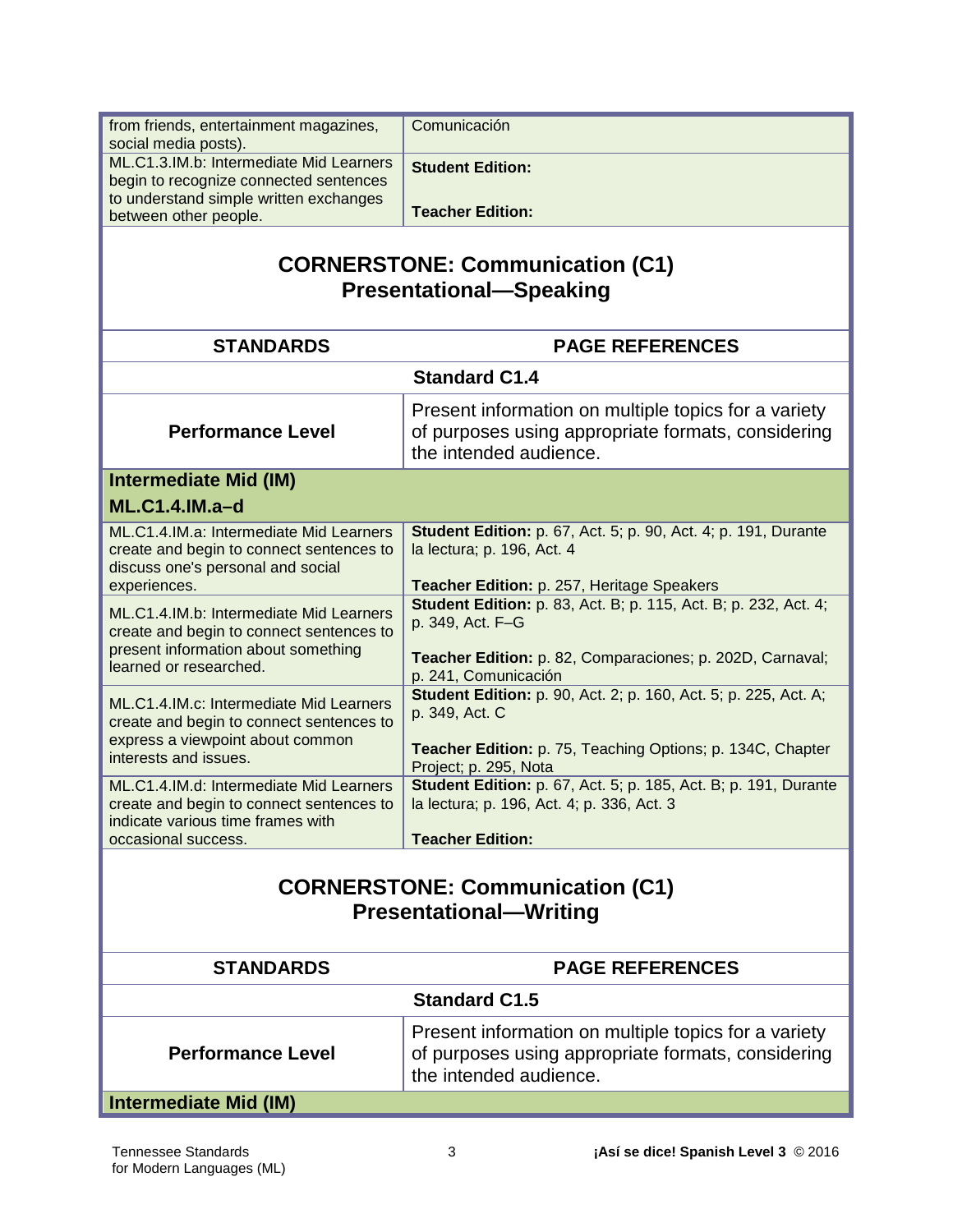| | |
|---|---|
| from friends, entertainment magazines, social media posts). | Comunicación |
| ML.C1.3.IM.b: Intermediate Mid Learners begin to recognize connected sentences to understand simple written exchanges between other people. | **Student Edition:**<br><br>**Teacher Edition:** |

## CORNERSTONE: Communication (C1)
## Presentational—Speaking

| STANDARDS | PAGE REFERENCES |
|---|---|
| **Standard C1.4** | |
| **Performance Level** | Present information on multiple topics for a variety of purposes using appropriate formats, considering the intended audience. |
| **Intermediate Mid (IM)**<br>**ML.C1.4.IM.a–d** | |
| ML.C1.4.IM.a: Intermediate Mid Learners create and begin to connect sentences to discuss one's personal and social experiences. | **Student Edition:** p. 67, Act. 5; p. 90, Act. 4; p. 191, Durante la lectura; p. 196, Act. 4<br><br>**Teacher Edition:** p. 257, Heritage Speakers |
| ML.C1.4.IM.b: Intermediate Mid Learners create and begin to connect sentences to present information about something learned or researched. | **Student Edition:** p. 83, Act. B; p. 115, Act. B; p. 232, Act. 4; p. 349, Act. F–G<br><br>**Teacher Edition:** p. 82, Comparaciones; p. 202D, Carnaval; p. 241, Comunicación |
| ML.C1.4.IM.c: Intermediate Mid Learners create and begin to connect sentences to express a viewpoint about common interests and issues. | **Student Edition:** p. 90, Act. 2; p. 160, Act. 5; p. 225, Act. A; p. 349, Act. C<br><br>**Teacher Edition:** p. 75, Teaching Options; p. 134C, Chapter Project; p. 295, Nota |
| ML.C1.4.IM.d: Intermediate Mid Learners create and begin to connect sentences to indicate various time frames with occasional success. | **Student Edition:** p. 67, Act. 5; p. 185, Act. B; p. 191, Durante la lectura; p. 196, Act. 4; p. 336, Act. 3<br><br>**Teacher Edition:** |

## CORNERSTONE: Communication (C1)
## Presentational—Writing

| STANDARDS | PAGE REFERENCES |
|---|---|
| **Standard C1.5** | |
| **Performance Level** | Present information on multiple topics for a variety of purposes using appropriate formats, considering the intended audience. |
| **Intermediate Mid (IM)** | |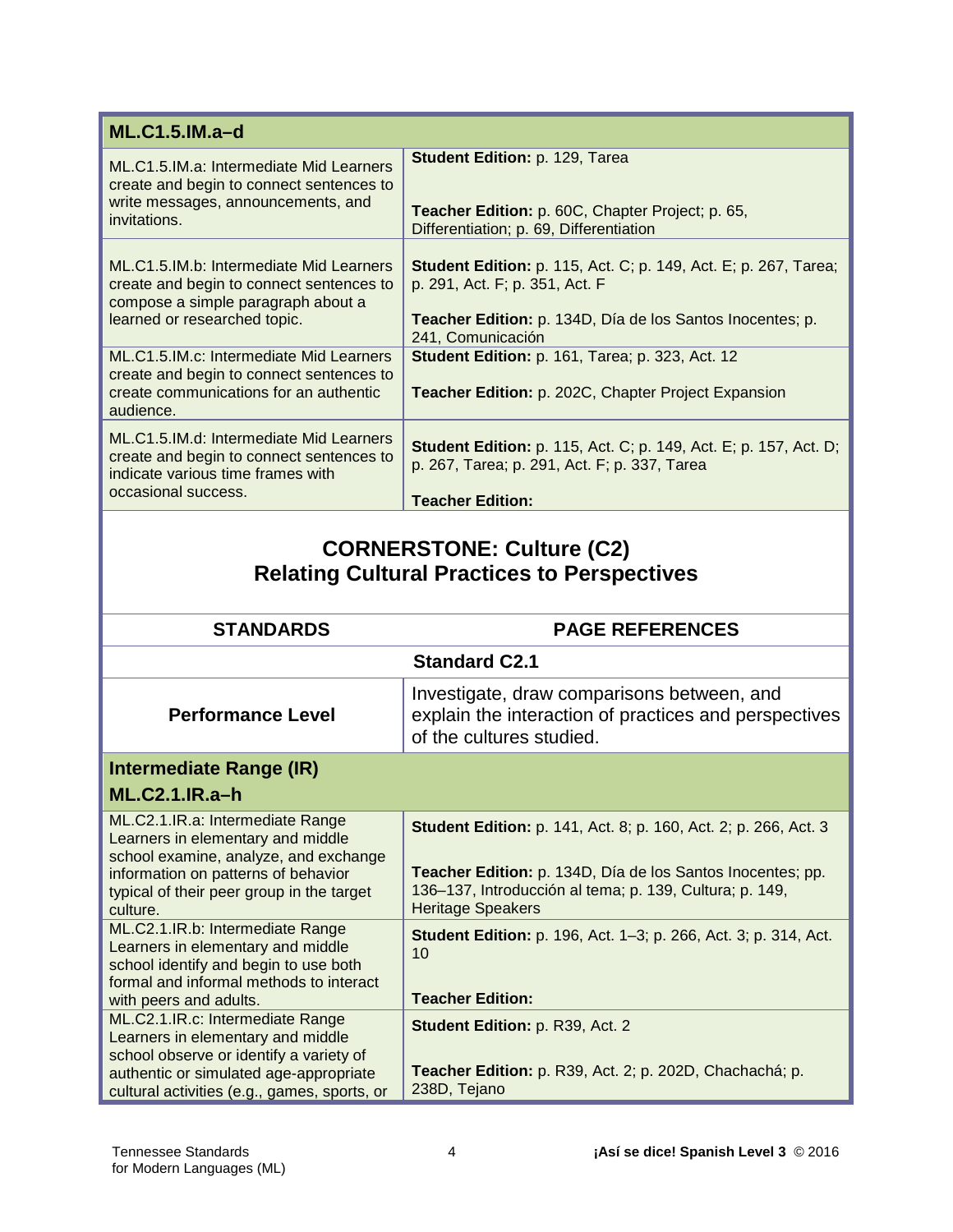| **ML.C1.5.IM.a–d** | |
|---|---|
| ML.C1.5.IM.a: Intermediate Mid Learners create and begin to connect sentences to write messages, announcements, and invitations. | **Student Edition:** p. 129, Tarea<br><br>**Teacher Edition:** p. 60C, Chapter Project; p. 65, Differentiation; p. 69, Differentiation |
| ML.C1.5.IM.b: Intermediate Mid Learners create and begin to connect sentences to compose a simple paragraph about a learned or researched topic. | **Student Edition:** p. 115, Act. C; p. 149, Act. E; p. 267, Tarea; p. 291, Act. F; p. 351, Act. F<br><br>**Teacher Edition:** p. 134D, Día de los Santos Inocentes; p. 241, Comunicación |
| ML.C1.5.IM.c: Intermediate Mid Learners create and begin to connect sentences to create communications for an authentic audience. | **Student Edition:** p. 161, Tarea; p. 323, Act. 12<br><br>**Teacher Edition:** p. 202C, Chapter Project Expansion |
| ML.C1.5.IM.d: Intermediate Mid Learners create and begin to connect sentences to indicate various time frames with occasional success. | **Student Edition:** p. 115, Act. C; p. 149, Act. E; p. 157, Act. D; p. 267, Tarea; p. 291, Act. F; p. 337, Tarea<br><br>**Teacher Edition:** |

## CORNERSTONE: Culture (C2)
## Relating Cultural Practices to Perspectives

| STANDARDS | PAGE REFERENCES |
|---|---|
| **Standard C2.1** | |
| **Performance Level** | Investigate, draw comparisons between, and explain the interaction of practices and perspectives of the cultures studied. |
| **Intermediate Range (IR)**<br>**ML.C2.1.IR.a–h** | |
| ML.C2.1.IR.a: Intermediate Range Learners in elementary and middle school examine, analyze, and exchange information on patterns of behavior typical of their peer group in the target culture. | **Student Edition:** p. 141, Act. 8; p. 160, Act. 2; p. 266, Act. 3<br><br>**Teacher Edition:** p. 134D, Día de los Santos Inocentes; pp. 136–137, Introducción al tema; p. 139, Cultura; p. 149, Heritage Speakers |
| ML.C2.1.IR.b: Intermediate Range Learners in elementary and middle school identify and begin to use both formal and informal methods to interact with peers and adults. | **Student Edition:** p. 196, Act. 1–3; p. 266, Act. 3; p. 314, Act. 10<br><br>**Teacher Edition:** |
| ML.C2.1.IR.c: Intermediate Range Learners in elementary and middle school observe or identify a variety of authentic or simulated age-appropriate cultural activities (e.g., games, sports, or | **Student Edition:** p. R39, Act. 2<br><br>**Teacher Edition:** p. R39, Act. 2; p. 202D, Chachachá; p. 238D, Tejano |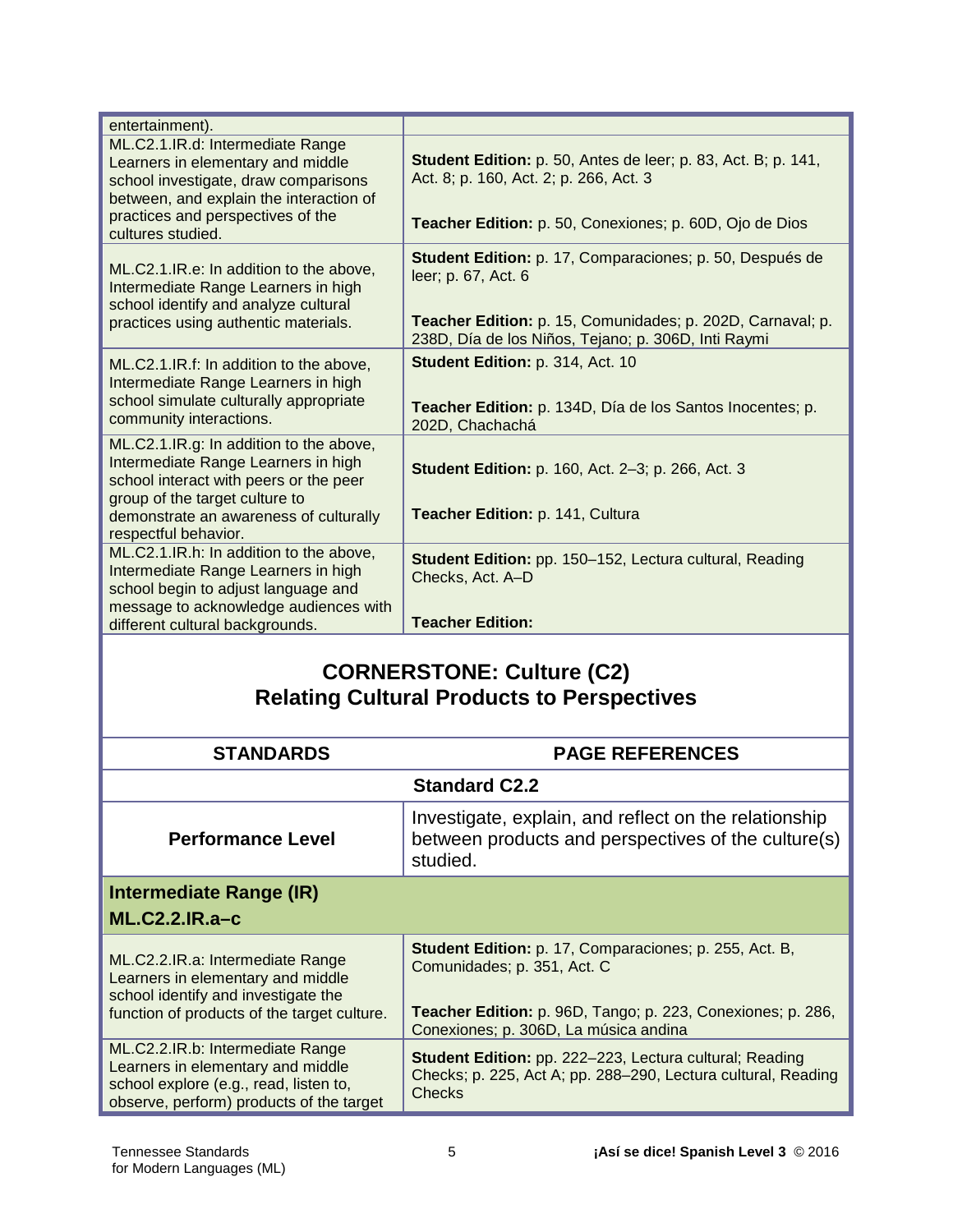| | |
|---|---|
| entertainment). | |
| ML.C2.1.IR.d: Intermediate Range Learners in elementary and middle school investigate, draw comparisons between, and explain the interaction of practices and perspectives of the cultures studied. | **Student Edition:** p. 50, Antes de leer; p. 83, Act. B; p. 141, Act. 8; p. 160, Act. 2; p. 266, Act. 3<br><br>**Teacher Edition:** p. 50, Conexiones; p. 60D, Ojo de Dios |
| ML.C2.1.IR.e: In addition to the above, Intermediate Range Learners in high school identify and analyze cultural practices using authentic materials. | **Student Edition:** p. 17, Comparaciones; p. 50, Después de leer; p. 67, Act. 6<br><br>**Teacher Edition:** p. 15, Comunidades; p. 202D, Carnaval; p. 238D, Día de los Niños, Tejano; p. 306D, Inti Raymi |
| ML.C2.1.IR.f: In addition to the above, Intermediate Range Learners in high school simulate culturally appropriate community interactions. | **Student Edition:** p. 314, Act. 10<br><br>**Teacher Edition:** p. 134D, Día de los Santos Inocentes; p. 202D, Chachachá |
| ML.C2.1.IR.g: In addition to the above, Intermediate Range Learners in high school interact with peers or the peer group of the target culture to demonstrate an awareness of culturally respectful behavior. | **Student Edition:** p. 160, Act. 2–3; p. 266, Act. 3<br><br>**Teacher Edition:** p. 141, Cultura |
| ML.C2.1.IR.h: In addition to the above, Intermediate Range Learners in high school begin to adjust language and message to acknowledge audiences with different cultural backgrounds. | **Student Edition:** pp. 150–152, Lectura cultural, Reading Checks, Act. A–D<br><br>**Teacher Edition:** |

## CORNERSTONE: Culture (C2)
## Relating Cultural Products to Perspectives

| STANDARDS | PAGE REFERENCES |
|---|---|
| **Standard C2.2** | |
| **Performance Level** | Investigate, explain, and reflect on the relationship between products and perspectives of the culture(s) studied. |
| **Intermediate Range (IR)**<br>**ML.C2.2.IR.a–c** | |
| ML.C2.2.IR.a: Intermediate Range Learners in elementary and middle school identify and investigate the function of products of the target culture. | **Student Edition:** p. 17, Comparaciones; p. 255, Act. B, Comunidades; p. 351, Act. C<br><br>**Teacher Edition:** p. 96D, Tango; p. 223, Conexiones; p. 286, Conexiones; p. 306D, La música andina |
| ML.C2.2.IR.b: Intermediate Range Learners in elementary and middle school explore (e.g., read, listen to, observe, perform) products of the target | **Student Edition:** pp. 222–223, Lectura cultural; Reading Checks; p. 225, Act A; pp. 288–290, Lectura cultural, Reading Checks |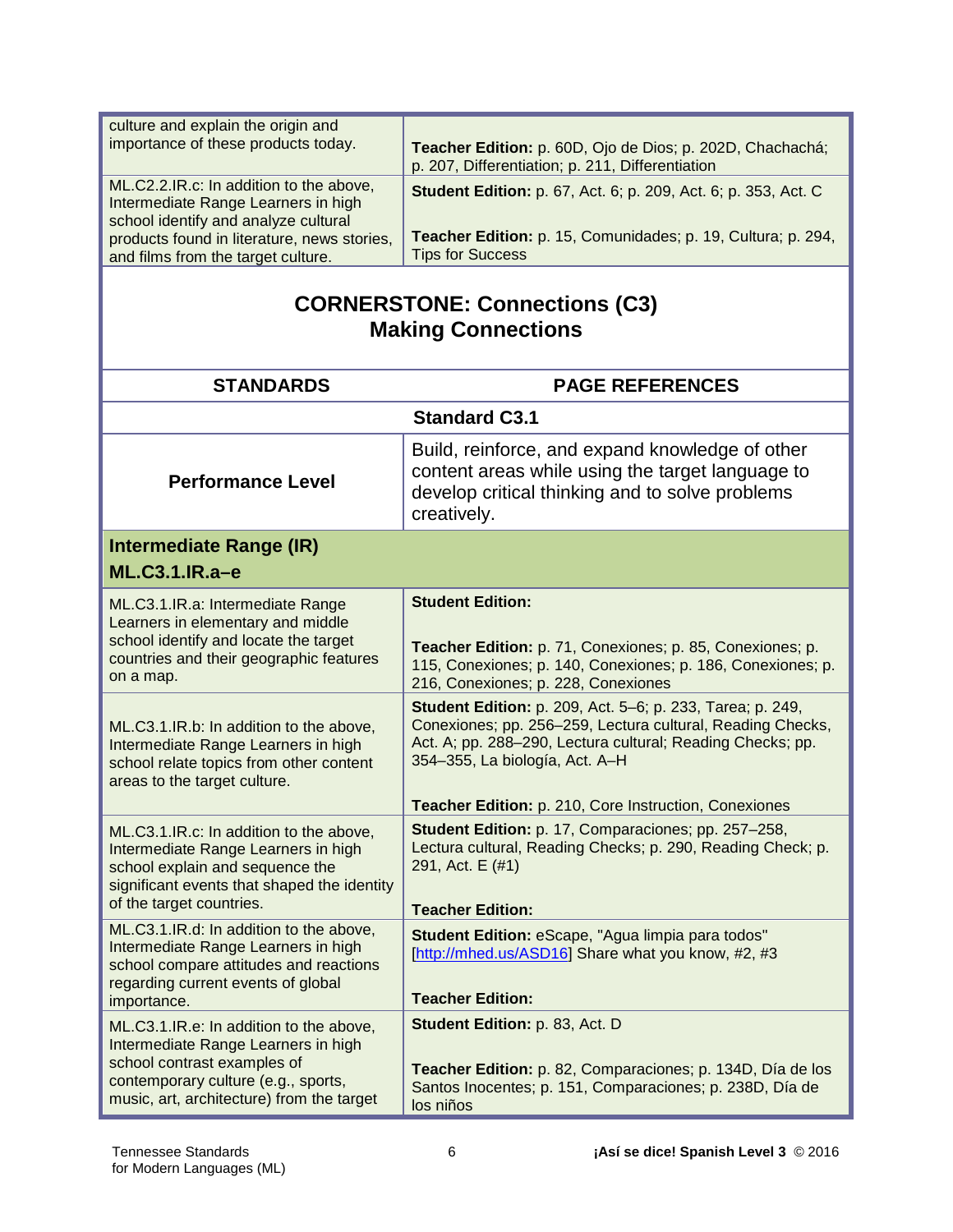| | |
|---|---|
| culture and explain the origin and importance of these products today. | **Teacher Edition:** p. 60D, Ojo de Dios; p. 202D, Chachachá; p. 207, Differentiation; p. 211, Differentiation |
| ML.C2.2.IR.c: In addition to the above, Intermediate Range Learners in high school identify and analyze cultural products found in literature, news stories, and films from the target culture. | **Student Edition:** p. 67, Act. 6; p. 209, Act. 6; p. 353, Act. C<br><br>**Teacher Edition:** p. 15, Comunidades; p. 19, Cultura; p. 294, Tips for Success |

## CORNERSTONE: Connections (C3)
## Making Connections

| STANDARDS | PAGE REFERENCES |
|---|---|
| **Standard C3.1** | |
| **Performance Level** | Build, reinforce, and expand knowledge of other content areas while using the target language to develop critical thinking and to solve problems creatively. |
| **Intermediate Range (IR)**<br>**ML.C3.1.IR.a–e** | |
| ML.C3.1.IR.a: Intermediate Range Learners in elementary and middle school identify and locate the target countries and their geographic features on a map. | **Student Edition:**<br><br>**Teacher Edition:** p. 71, Conexiones; p. 85, Conexiones; p. 115, Conexiones; p. 140, Conexiones; p. 186, Conexiones; p. 216, Conexiones; p. 228, Conexiones |
| ML.C3.1.IR.b: In addition to the above, Intermediate Range Learners in high school relate topics from other content areas to the target culture. | **Student Edition:** p. 209, Act. 5–6; p. 233, Tarea; p. 249, Conexiones; pp. 256–259, Lectura cultural, Reading Checks, Act. A; pp. 288–290, Lectura cultural; Reading Checks; pp. 354–355, La biología, Act. A–H<br><br>**Teacher Edition:** p. 210, Core Instruction, Conexiones |
| ML.C3.1.IR.c: In addition to the above, Intermediate Range Learners in high school explain and sequence the significant events that shaped the identity of the target countries. | **Student Edition:** p. 17, Comparaciones; pp. 257–258, Lectura cultural, Reading Checks; p. 290, Reading Check; p. 291, Act. E (#1)<br><br>**Teacher Edition:** |
| ML.C3.1.IR.d: In addition to the above, Intermediate Range Learners in high school compare attitudes and reactions regarding current events of global importance. | **Student Edition:** eScape, "Agua limpia para todos" [http://mhed.us/ASD16] Share what you know, #2, #3<br><br>**Teacher Edition:** |
| ML.C3.1.IR.e: In addition to the above, Intermediate Range Learners in high school contrast examples of contemporary culture (e.g., sports, music, art, architecture) from the target | **Student Edition:** p. 83, Act. D<br><br>**Teacher Edition:** p. 82, Comparaciones; p. 134D, Día de los Santos Inocentes; p. 151, Comparaciones; p. 238D, Día de los niños |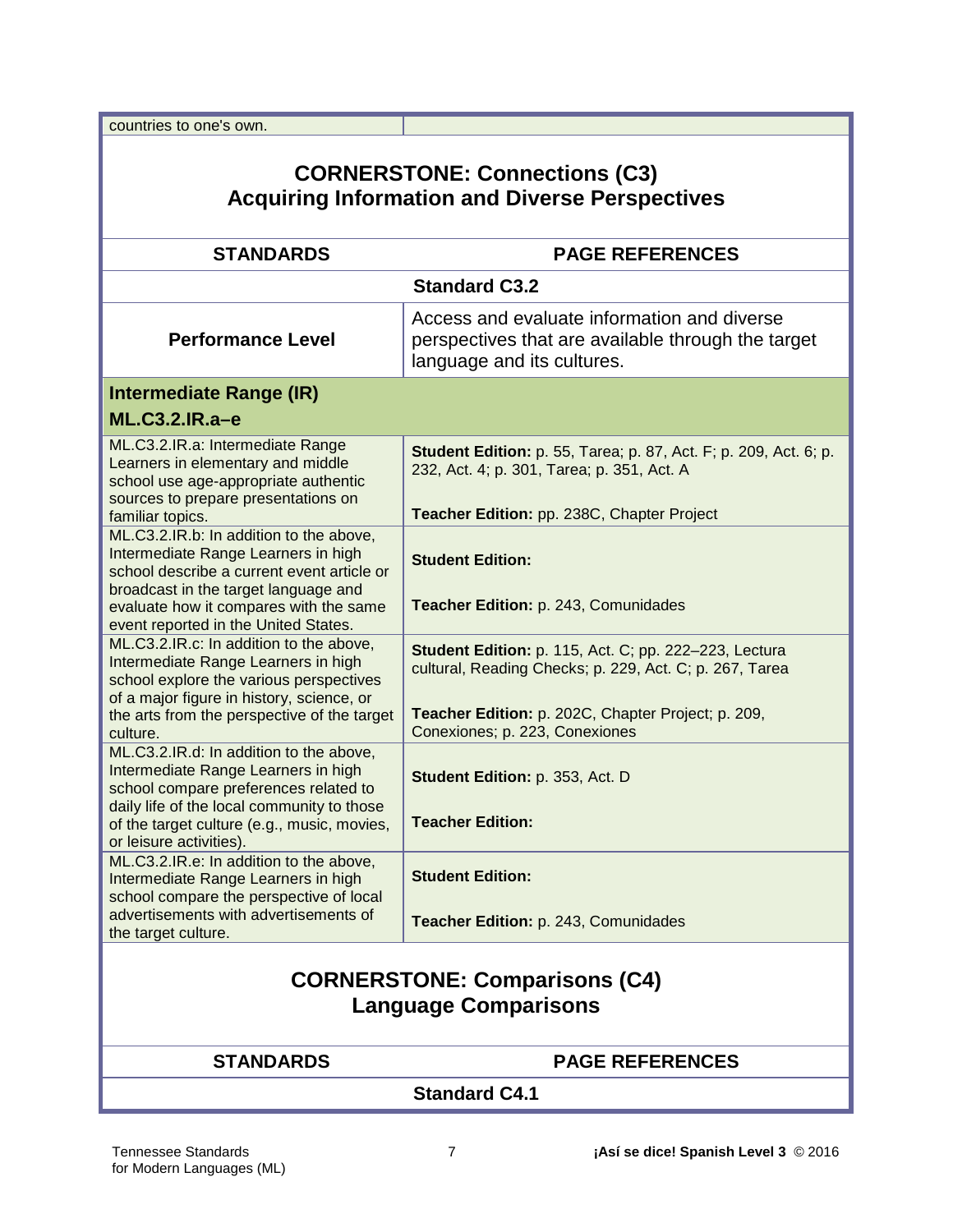| countries to one's own. | |
|---|---|

## CORNERSTONE: Connections (C3)
## Acquiring Information and Diverse Perspectives

| STANDARDS | PAGE REFERENCES |
|---|---|
| **Standard C3.2** | |
| **Performance Level** | Access and evaluate information and diverse perspectives that are available through the target language and its cultures. |
| **Intermediate Range (IR)**<br>**ML.C3.2.IR.a–e** | |
| ML.C3.2.IR.a: Intermediate Range Learners in elementary and middle school use age-appropriate authentic sources to prepare presentations on familiar topics. | **Student Edition:** p. 55, Tarea; p. 87, Act. F; p. 209, Act. 6; p. 232, Act. 4; p. 301, Tarea; p. 351, Act. A<br><br>**Teacher Edition:** pp. 238C, Chapter Project |
| ML.C3.2.IR.b: In addition to the above, Intermediate Range Learners in high school describe a current event article or broadcast in the target language and evaluate how it compares with the same event reported in the United States. | **Student Edition:**<br><br>**Teacher Edition:** p. 243, Comunidades |
| ML.C3.2.IR.c: In addition to the above, Intermediate Range Learners in high school explore the various perspectives of a major figure in history, science, or the arts from the perspective of the target culture. | **Student Edition:** p. 115, Act. C; pp. 222–223, Lectura cultural, Reading Checks; p. 229, Act. C; p. 267, Tarea<br><br>**Teacher Edition:** p. 202C, Chapter Project; p. 209, Conexiones; p. 223, Conexiones |
| ML.C3.2.IR.d: In addition to the above, Intermediate Range Learners in high school compare preferences related to daily life of the local community to those of the target culture (e.g., music, movies, or leisure activities). | **Student Edition:** p. 353, Act. D<br><br>**Teacher Edition:** |
| ML.C3.2.IR.e: In addition to the above, Intermediate Range Learners in high school compare the perspective of local advertisements with advertisements of the target culture. | **Student Edition:**<br><br>**Teacher Edition:** p. 243, Comunidades |

## CORNERSTONE: Comparisons (C4)
## Language Comparisons

| STANDARDS | PAGE REFERENCES |
|---|---|
| **Standard C4.1** | |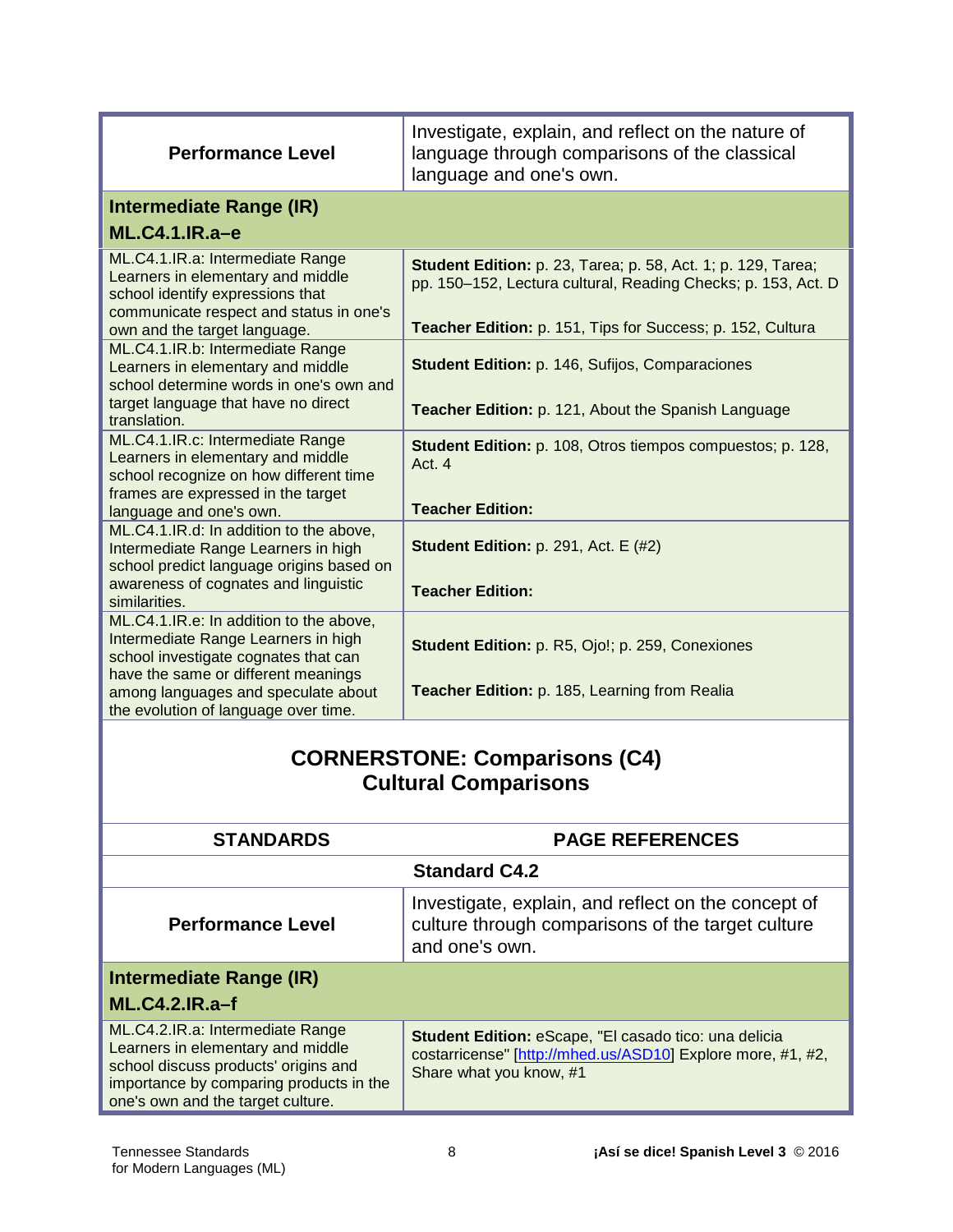| Performance Level | Investigate, explain, and reflect on the nature of language through comparisons of the classical language and one's own. |
|---|---|
| **Intermediate Range (IR)**<br>**ML.C4.1.IR.a–e** | |
| ML.C4.1.IR.a: Intermediate Range Learners in elementary and middle school identify expressions that communicate respect and status in one's own and the target language. | **Student Edition:** p. 23, Tarea; p. 58, Act. 1; p. 129, Tarea; pp. 150–152, Lectura cultural, Reading Checks; p. 153, Act. D<br><br>**Teacher Edition:** p. 151, Tips for Success; p. 152, Cultura |
| ML.C4.1.IR.b: Intermediate Range Learners in elementary and middle school determine words in one's own and target language that have no direct translation. | **Student Edition:** p. 146, Sufijos, Comparaciones<br><br>**Teacher Edition:** p. 121, About the Spanish Language |
| ML.C4.1.IR.c: Intermediate Range Learners in elementary and middle school recognize on how different time frames are expressed in the target language and one's own. | **Student Edition:** p. 108, Otros tiempos compuestos; p. 128, Act. 4<br><br>**Teacher Edition:** |
| ML.C4.1.IR.d: In addition to the above, Intermediate Range Learners in high school predict language origins based on awareness of cognates and linguistic similarities. | **Student Edition:** p. 291, Act. E (#2)<br><br>**Teacher Edition:** |
| ML.C4.1.IR.e: In addition to the above, Intermediate Range Learners in high school investigate cognates that can have the same or different meanings among languages and speculate about the evolution of language over time. | **Student Edition:** p. R5, Ojo!; p. 259, Conexiones<br><br>**Teacher Edition:** p. 185, Learning from Realia |

## CORNERSTONE: Comparisons (C4)
## Cultural Comparisons

| STANDARDS | PAGE REFERENCES |
|---|---|
| **Standard C4.2** | |
| **Performance Level** | Investigate, explain, and reflect on the concept of culture through comparisons of the target culture and one's own. |
| **Intermediate Range (IR)**<br>**ML.C4.2.IR.a–f** | |
| ML.C4.2.IR.a: Intermediate Range Learners in elementary and middle school discuss products' origins and importance by comparing products in the one's own and the target culture. | **Student Edition:** eScape, "El casado tico: una delicia costarricense" [http://mhed.us/ASD10] Explore more, #1, #2, Share what you know, #1 |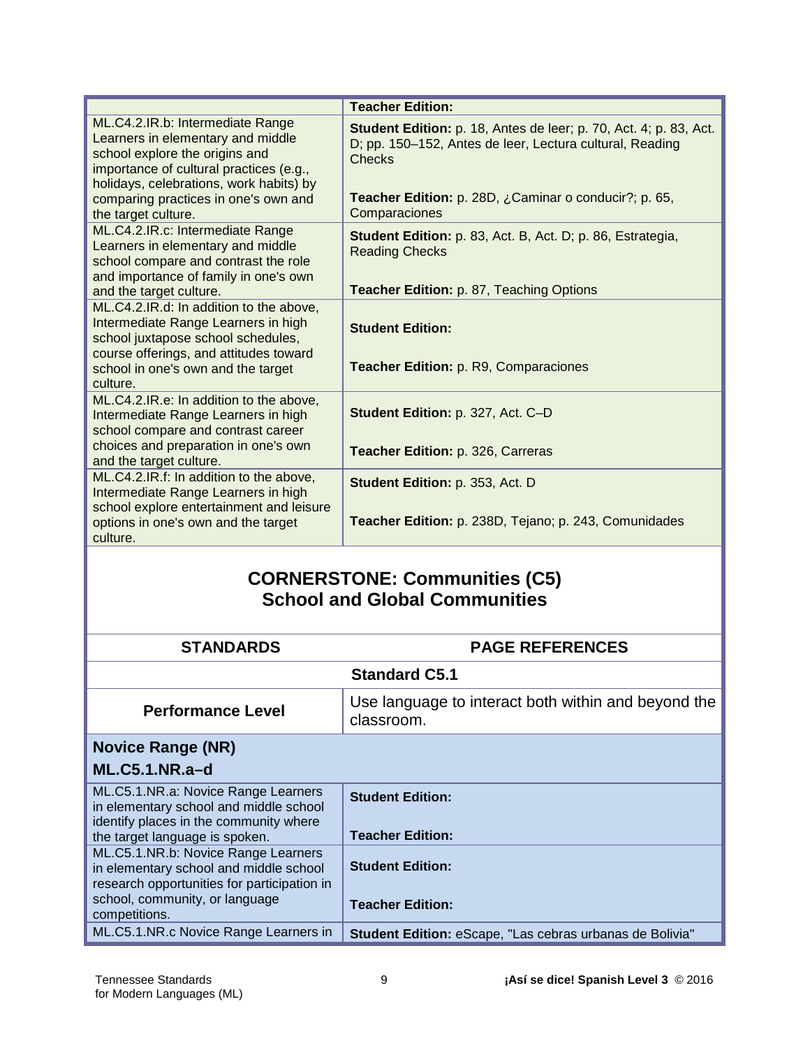| | |
|---|---|
| | **Teacher Edition:** |
| ML.C4.2.IR.b: Intermediate Range Learners in elementary and middle school explore the origins and importance of cultural practices (e.g., holidays, celebrations, work habits) by comparing practices in one's own and the target culture. | **Student Edition:** p. 18, Antes de leer; p. 70, Act. 4; p. 83, Act. D; pp. 150–152, Antes de leer, Lectura cultural, Reading Checks<br><br>**Teacher Edition:** p. 28D, ¿Caminar o conducir?; p. 65, Comparaciones |
| ML.C4.2.IR.c: Intermediate Range Learners in elementary and middle school compare and contrast the role and importance of family in one's own and the target culture. | **Student Edition:** p. 83, Act. B, Act. D; p. 86, Estrategia, Reading Checks<br><br>**Teacher Edition:** p. 87, Teaching Options |
| ML.C4.2.IR.d: In addition to the above, Intermediate Range Learners in high school juxtapose school schedules, course offerings, and attitudes toward school in one's own and the target culture. | **Student Edition:**<br><br>**Teacher Edition:** p. R9, Comparaciones |
| ML.C4.2.IR.e: In addition to the above, Intermediate Range Learners in high school compare and contrast career choices and preparation in one's own and the target culture. | **Student Edition:** p. 327, Act. C–D<br><br>**Teacher Edition:** p. 326, Carreras |
| ML.C4.2.IR.f: In addition to the above, Intermediate Range Learners in high school explore entertainment and leisure options in one's own and the target culture. | **Student Edition:** p. 353, Act. D<br><br>**Teacher Edition:** p. 238D, Tejano; p. 243, Comunidades |

## CORNERSTONE: Communities (C5)
## School and Global Communities

| STANDARDS | PAGE REFERENCES |
|---|---|
| **Standard C5.1** | |
| **Performance Level** | Use language to interact both within and beyond the classroom. |
| **Novice Range (NR)**<br>**ML.C5.1.NR.a–d** | |
| ML.C5.1.NR.a: Novice Range Learners in elementary school and middle school identify places in the community where the target language is spoken. | **Student Edition:**<br><br>**Teacher Edition:** |
| ML.C5.1.NR.b: Novice Range Learners in elementary school and middle school research opportunities for participation in school, community, or language competitions. | **Student Edition:**<br><br>**Teacher Edition:** |
| ML.C5.1.NR.c Novice Range Learners in | **Student Edition:** eScape, "Las cebras urbanas de Bolivia" |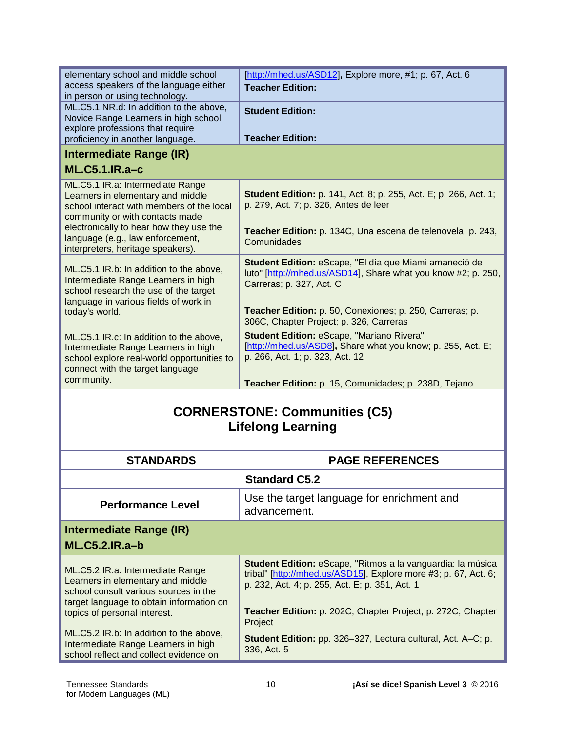| | |
|---|---|
| elementary school and middle school access speakers of the language either in person or using technology. | [http://mhed.us/ASD12], Explore more, #1; p. 67, Act. 6<br>**Teacher Edition:** |
| ML.C5.1.NR.d: In addition to the above, Novice Range Learners in high school explore professions that require proficiency in another language. | **Student Edition:**<br><br>**Teacher Edition:** |
| **Intermediate Range (IR)**<br>**ML.C5.1.IR.a–c** | |
| ML.C5.1.IR.a: Intermediate Range Learners in elementary and middle school interact with members of the local community or with contacts made electronically to hear how they use the language (e.g., law enforcement, interpreters, heritage speakers). | **Student Edition:** p. 141, Act. 8; p. 255, Act. E; p. 266, Act. 1; p. 279, Act. 7; p. 326, Antes de leer<br><br>**Teacher Edition:** p. 134C, Una escena de telenovela; p. 243, Comunidades |
| ML.C5.1.IR.b: In addition to the above, Intermediate Range Learners in high school research the use of the target language in various fields of work in today's world. | **Student Edition:** eScape, "El día que Miami amaneció de luto" [http://mhed.us/ASD14], Share what you know #2; p. 250, Carreras; p. 327, Act. C<br><br>**Teacher Edition:** p. 50, Conexiones; p. 250, Carreras; p. 306C, Chapter Project; p. 326, Carreras |
| ML.C5.1.IR.c: In addition to the above, Intermediate Range Learners in high school explore real-world opportunities to connect with the target language community. | **Student Edition:** eScape, "Mariano Rivera" [http://mhed.us/ASD8], Share what you know; p. 255, Act. E; p. 266, Act. 1; p. 323, Act. 12<br><br>**Teacher Edition:** p. 15, Comunidades; p. 238D, Tejano |

## CORNERSTONE: Communities (C5)
## Lifelong Learning

| STANDARDS | PAGE REFERENCES |
|---|---|
| **Standard C5.2** | |
| **Performance Level** | Use the target language for enrichment and advancement. |
| **Intermediate Range (IR)**<br>**ML.C5.2.IR.a–b** | |
| ML.C5.2.IR.a: Intermediate Range Learners in elementary and middle school consult various sources in the target language to obtain information on topics of personal interest. | **Student Edition:** eScape, "Ritmos a la vanguardia: la música tribal" [http://mhed.us/ASD15], Explore more #3; p. 67, Act. 6; p. 232, Act. 4; p. 255, Act. E; p. 351, Act. 1<br><br>**Teacher Edition:** p. 202C, Chapter Project; p. 272C, Chapter Project |
| ML.C5.2.IR.b: In addition to the above, Intermediate Range Learners in high school reflect and collect evidence on | **Student Edition:** pp. 326–327, Lectura cultural, Act. A–C; p. 336, Act. 5 |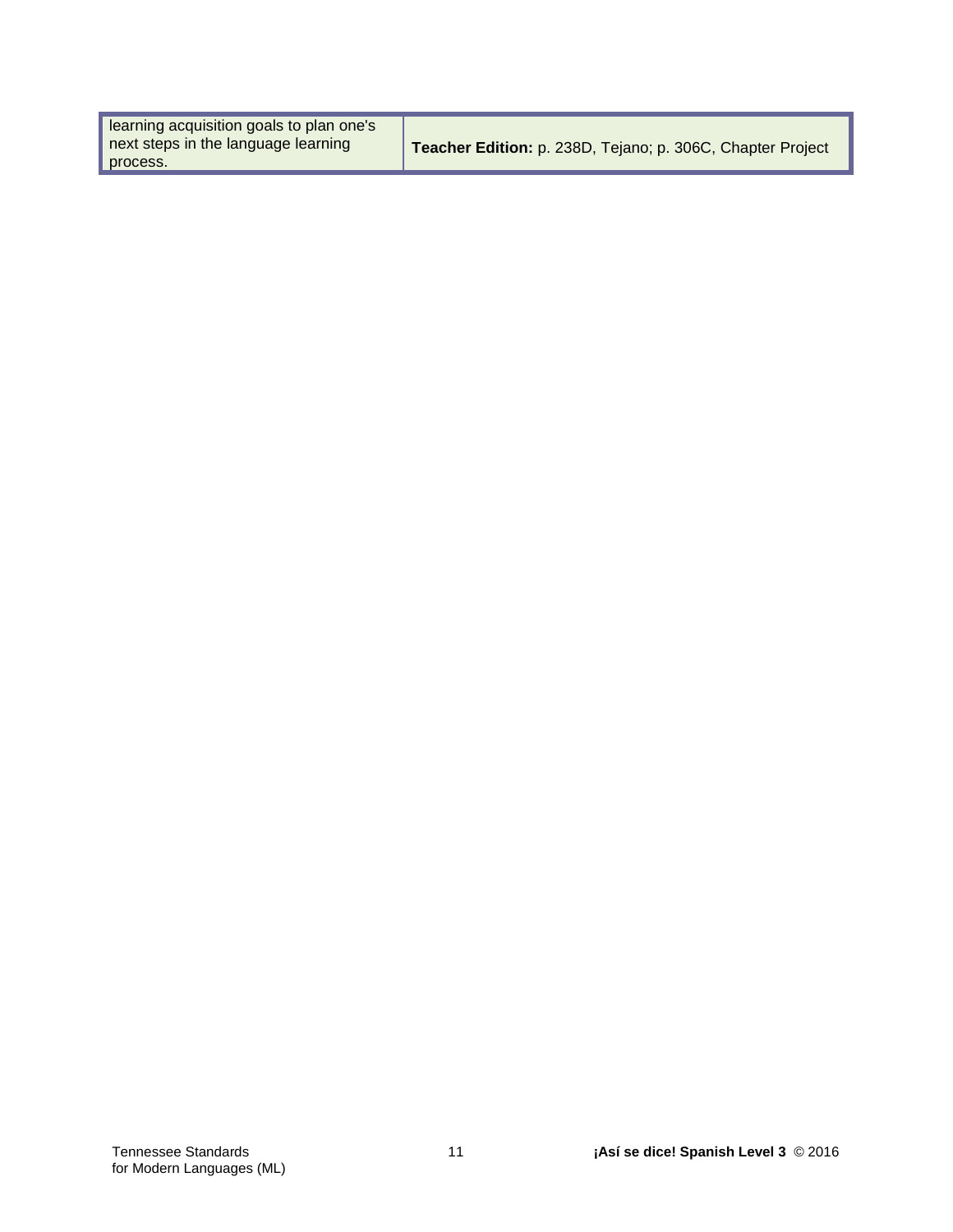| | |
|---|---|
| learning acquisition goals to plan one's next steps in the language learning process. | **Teacher Edition:** p. 238D, Tejano; p. 306C, Chapter Project |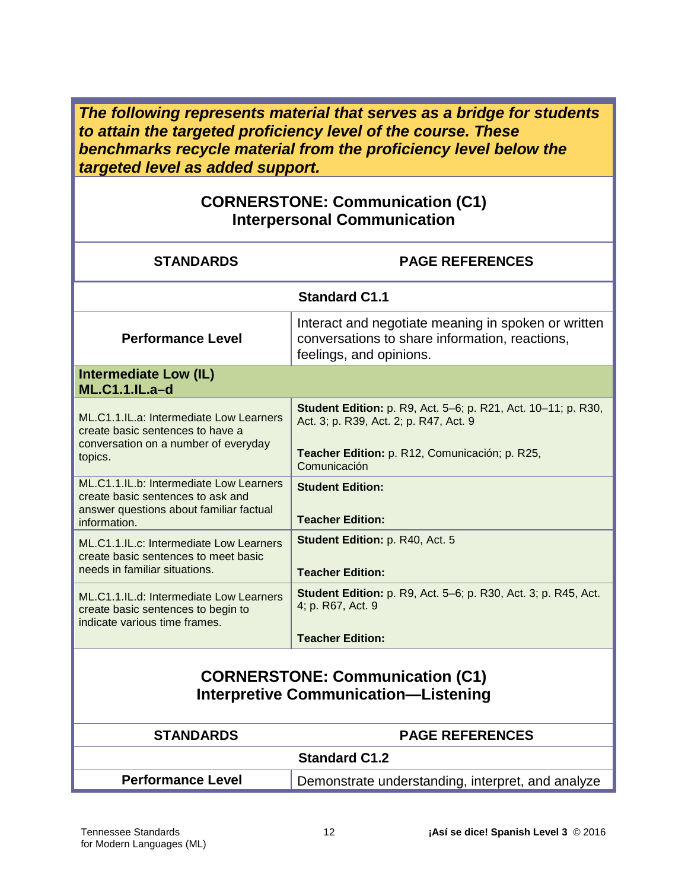***The following represents material that serves as a bridge for students to attain the targeted proficiency level of the course. These benchmarks recycle material from the proficiency level below the targeted level as added support.***

## CORNERSTONE: Communication (C1)
## Interpersonal Communication

| STANDARDS | PAGE REFERENCES |
|---|---|
| **Standard C1.1** | |
| **Performance Level** | Interact and negotiate meaning in spoken or written conversations to share information, reactions, feelings, and opinions. |
| **Intermediate Low (IL)** **ML.C1.1.IL.a–d** | |
| ML.C1.1.IL.a: Intermediate Low Learners create basic sentences to have a conversation on a number of everyday topics. | **Student Edition:** p. R9, Act. 5–6; p. R21, Act. 10–11; p. R30, Act. 3; p. R39, Act. 2; p. R47, Act. 9<br><br>**Teacher Edition:** p. R12, Comunicación; p. R25, Comunicación |
| ML.C1.1.IL.b: Intermediate Low Learners create basic sentences to ask and answer questions about familiar factual information. | **Student Edition:**<br><br>**Teacher Edition:** |
| ML.C1.1.IL.c: Intermediate Low Learners create basic sentences to meet basic needs in familiar situations. | **Student Edition:** p. R40, Act. 5<br><br>**Teacher Edition:** |
| ML.C1.1.IL.d: Intermediate Low Learners create basic sentences to begin to indicate various time frames. | **Student Edition:** p. R9, Act. 5–6; p. R30, Act. 3; p. R45, Act. 4; p. R67, Act. 9<br><br>**Teacher Edition:** |

## CORNERSTONE: Communication (C1)
## Interpretive Communication—Listening

| STANDARDS | PAGE REFERENCES |
|---|---|
| **Standard C1.2** | |
| **Performance Level** | Demonstrate understanding, interpret, and analyze |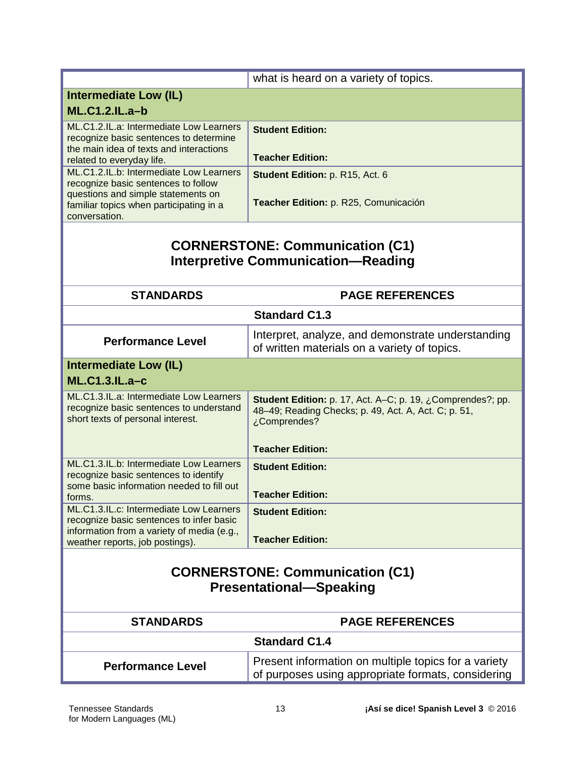| | what is heard on a variety of topics. |
|---|---|
| **Intermediate Low (IL)**<br>**ML.C1.2.IL.a–b** | |
| ML.C1.2.IL.a: Intermediate Low Learners recognize basic sentences to determine the main idea of texts and interactions related to everyday life. | **Student Edition:**<br><br>**Teacher Edition:** |
| ML.C1.2.IL.b: Intermediate Low Learners recognize basic sentences to follow questions and simple statements on familiar topics when participating in a conversation. | **Student Edition:** p. R15, Act. 6<br><br>**Teacher Edition:** p. R25, Comunicación |

## CORNERSTONE: Communication (C1)
## Interpretive Communication—Reading

| STANDARDS | PAGE REFERENCES |
|---|---|
| | **Standard C1.3** |
| **Performance Level** | Interpret, analyze, and demonstrate understanding of written materials on a variety of topics. |
| **Intermediate Low (IL)**<br>**ML.C1.3.IL.a–c** | |
| ML.C1.3.IL.a: Intermediate Low Learners recognize basic sentences to understand short texts of personal interest. | **Student Edition:** p. 17, Act. A–C; p. 19, ¿Comprendes?; pp. 48–49; Reading Checks; p. 49, Act. A, Act. C; p. 51, ¿Comprendes?<br><br>**Teacher Edition:** |
| ML.C1.3.IL.b: Intermediate Low Learners recognize basic sentences to identify some basic information needed to fill out forms. | **Student Edition:**<br><br>**Teacher Edition:** |
| ML.C1.3.IL.c: Intermediate Low Learners recognize basic sentences to infer basic information from a variety of media (e.g., weather reports, job postings). | **Student Edition:**<br><br>**Teacher Edition:** |

## CORNERSTONE: Communication (C1)
## Presentational—Speaking

| STANDARDS | PAGE REFERENCES |
|---|---|
| | **Standard C1.4** |
| **Performance Level** | Present information on multiple topics for a variety of purposes using appropriate formats, considering |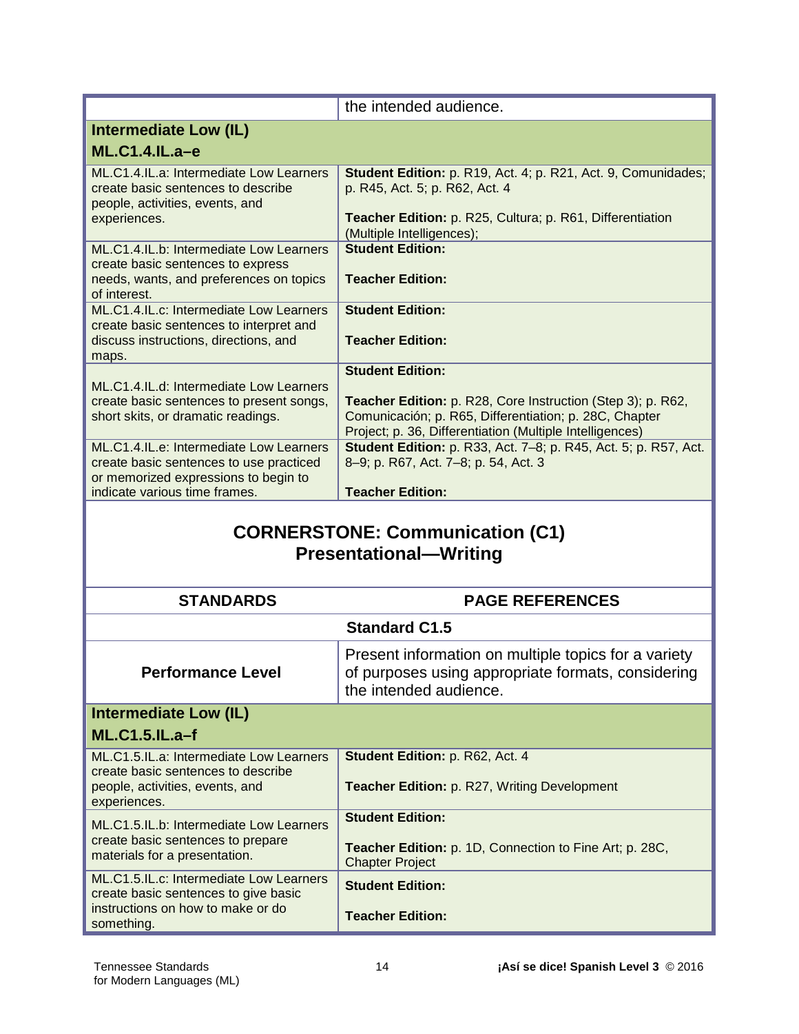| | the intended audience. |
|---|---|
| **Intermediate Low (IL)** **ML.C1.4.IL.a–e** | |
| ML.C1.4.IL.a: Intermediate Low Learners create basic sentences to describe people, activities, events, and experiences. | **Student Edition:** p. R19, Act. 4; p. R21, Act. 9, Comunidades; p. R45, Act. 5; p. R62, Act. 4<br><br>**Teacher Edition:** p. R25, Cultura; p. R61, Differentiation (Multiple Intelligences); |
| ML.C1.4.IL.b: Intermediate Low Learners create basic sentences to express needs, wants, and preferences on topics of interest. | **Student Edition:**<br><br>**Teacher Edition:** |
| ML.C1.4.IL.c: Intermediate Low Learners create basic sentences to interpret and discuss instructions, directions, and maps. | **Student Edition:**<br><br>**Teacher Edition:** |
| ML.C1.4.IL.d: Intermediate Low Learners create basic sentences to present songs, short skits, or dramatic readings. | **Student Edition:**<br><br>**Teacher Edition:** p. R28, Core Instruction (Step 3); p. R62, Comunicación; p. R65, Differentiation; p. 28C, Chapter Project; p. 36, Differentiation (Multiple Intelligences) |
| ML.C1.4.IL.e: Intermediate Low Learners create basic sentences to use practiced or memorized expressions to begin to indicate various time frames. | **Student Edition:** p. R33, Act. 7–8; p. R45, Act. 5; p. R57, Act. 8–9; p. R67, Act. 7–8; p. 54, Act. 3<br><br>**Teacher Edition:** |

## CORNERSTONE: Communication (C1) Presentational—Writing

| STANDARDS | PAGE REFERENCES |
|---|---|
| | **Standard C1.5** |
| **Performance Level** | Present information on multiple topics for a variety of purposes using appropriate formats, considering the intended audience. |
| **Intermediate Low (IL)** **ML.C1.5.IL.a–f** | |
| ML.C1.5.IL.a: Intermediate Low Learners create basic sentences to describe people, activities, events, and experiences. | **Student Edition:** p. R62, Act. 4<br><br>**Teacher Edition:** p. R27, Writing Development |
| ML.C1.5.IL.b: Intermediate Low Learners create basic sentences to prepare materials for a presentation. | **Student Edition:**<br><br>**Teacher Edition:** p. 1D, Connection to Fine Art; p. 28C, Chapter Project |
| ML.C1.5.IL.c: Intermediate Low Learners create basic sentences to give basic instructions on how to make or do something. | **Student Edition:**<br><br>**Teacher Edition:** |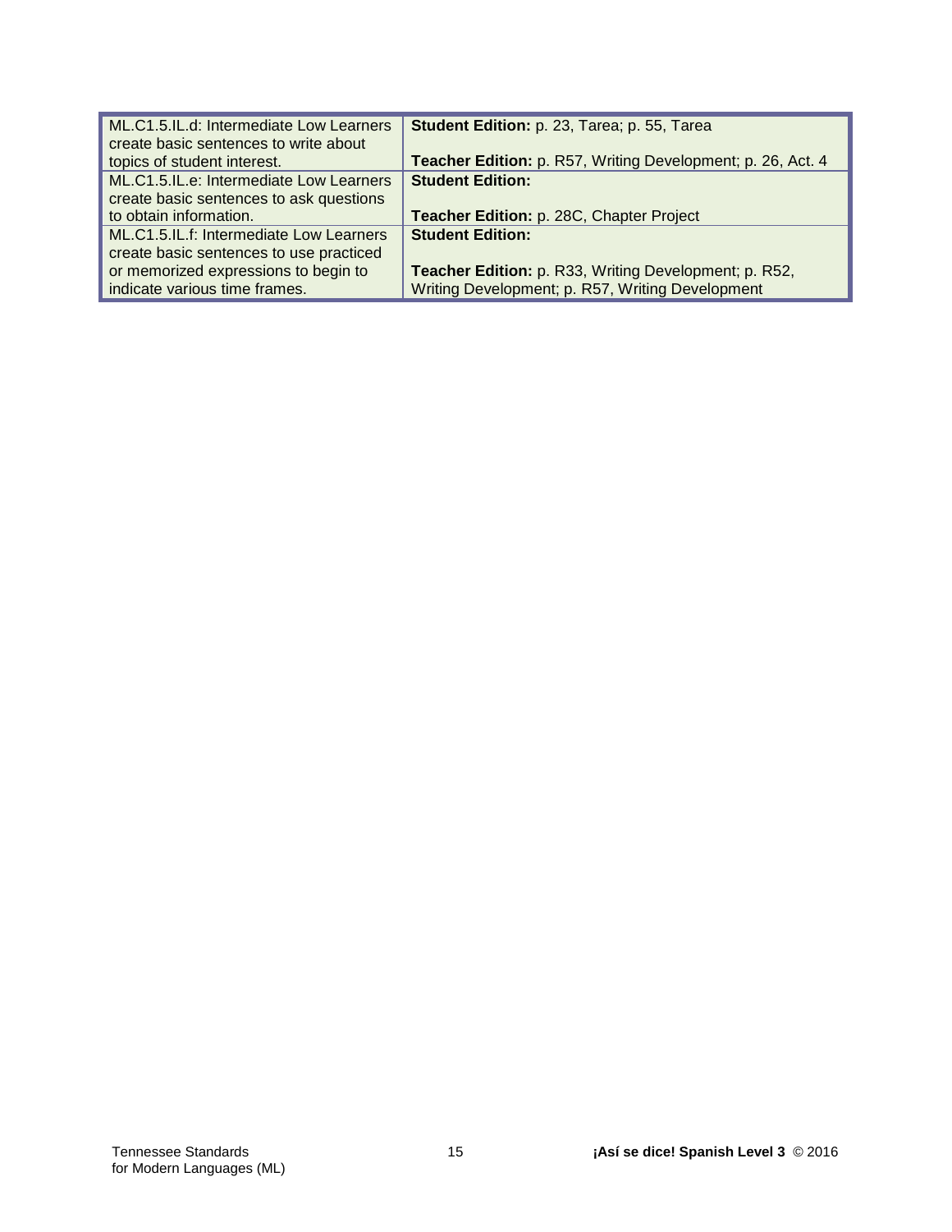| | |
|---|---|
| ML.C1.5.IL.d: Intermediate Low Learners create basic sentences to write about topics of student interest. | **Student Edition:** p. 23, Tarea; p. 55, Tarea<br><br>**Teacher Edition:** p. R57, Writing Development; p. 26, Act. 4 |
| ML.C1.5.IL.e: Intermediate Low Learners create basic sentences to ask questions to obtain information. | **Student Edition:**<br><br>**Teacher Edition:** p. 28C, Chapter Project |
| ML.C1.5.IL.f: Intermediate Low Learners create basic sentences to use practiced or memorized expressions to begin to indicate various time frames. | **Student Edition:**<br><br>**Teacher Edition:** p. R33, Writing Development; p. R52, Writing Development; p. R57, Writing Development |